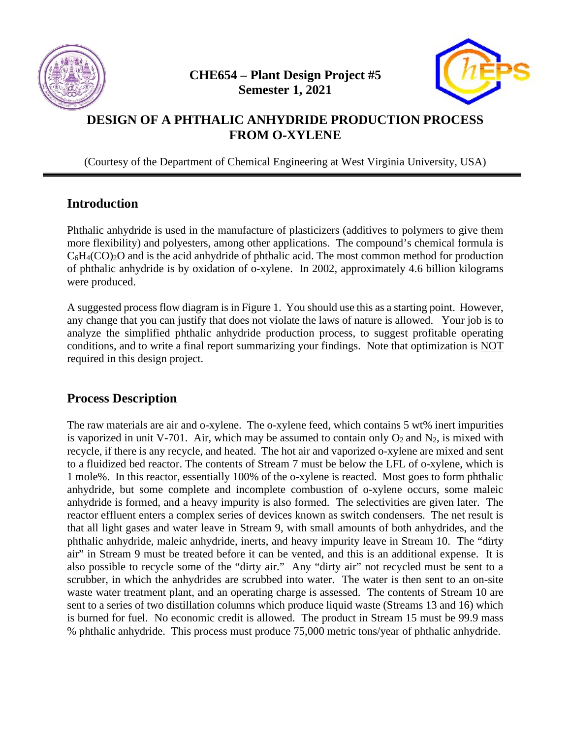**CHE654 – Plant Design Project #5**
**Semester 1, 2021**

# DESIGN OF A PHTHALIC ANHYDRIDE PRODUCTION PROCESS FROM O-XYLENE

(Courtesy of the Department of Chemical Engineering at West Virginia University, USA)

---

## Introduction

Phthalic anhydride is used in the manufacture of plasticizers (additives to polymers to give them more flexibility) and polyesters, among other applications. The compound's chemical formula is $C_6H_4(CO)_2O$ and is the acid anhydride of phthalic acid. The most common method for production of phthalic anhydride is by oxidation of o-xylene. In 2002, approximately 4.6 billion kilograms were produced.

A suggested process flow diagram is in Figure 1. You should use this as a starting point. However, any change that you can justify that does not violate the laws of nature is allowed. Your job is to analyze the simplified phthalic anhydride production process, to suggest profitable operating conditions, and to write a final report summarizing your findings. Note that optimization is NOT required in this design project.

## Process Description

The raw materials are air and o-xylene. The o-xylene feed, which contains 5 wt% inert impurities is vaporized in unit V-701. Air, which may be assumed to contain only $O_2$ and $N_2$, is mixed with recycle, if there is any recycle, and heated. The hot air and vaporized o-xylene are mixed and sent to a fluidized bed reactor. The contents of Stream 7 must be below the LFL of o-xylene, which is 1 mole%. In this reactor, essentially 100% of the o-xylene is reacted. Most goes to form phthalic anhydride, but some complete and incomplete combustion of o-xylene occurs, some maleic anhydride is formed, and a heavy impurity is also formed. The selectivities are given later. The reactor effluent enters a complex series of devices known as switch condensers. The net result is that all light gases and water leave in Stream 9, with small amounts of both anhydrides, and the phthalic anhydride, maleic anhydride, inerts, and heavy impurity leave in Stream 10. The "dirty air" in Stream 9 must be treated before it can be vented, and this is an additional expense. It is also possible to recycle some of the "dirty air." Any "dirty air" not recycled must be sent to a scrubber, in which the anhydrides are scrubbed into water. The water is then sent to an on-site waste water treatment plant, and an operating charge is assessed. The contents of Stream 10 are sent to a series of two distillation columns which produce liquid waste (Streams 13 and 16) which is burned for fuel. No economic credit is allowed. The product in Stream 15 must be 99.9 mass % phthalic anhydride. This process must produce 75,000 metric tons/year of phthalic anhydride.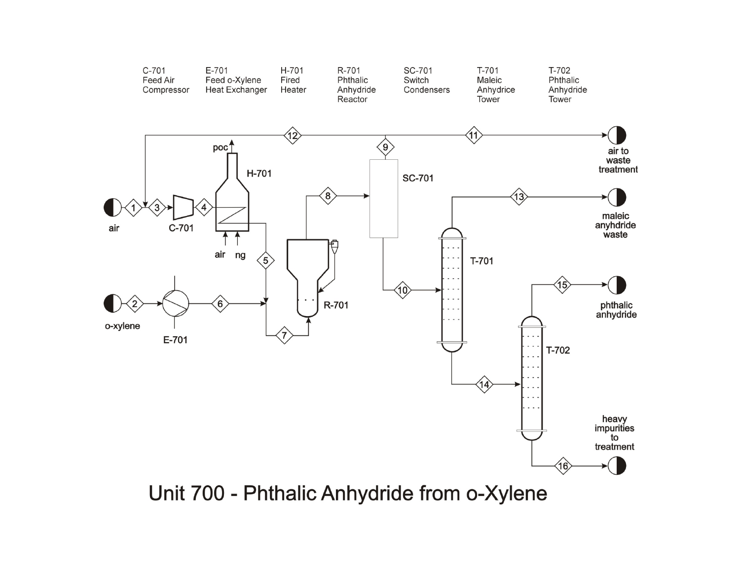| C-701 | E-701 | H-701 | R-701 | SC-701 | T-701 | T-702 |
|---|---|---|---|---|---|---|
| Feed Air Compressor | Feed o-Xylene Heat Exchanger | Fired Heater | Phthalic Anhydride Reactor | Switch Condensers | Maleic Anhydrice Tower | Phthalic Anhydride Tower |

air

o-xylene

poc

H-701

C-701

E-701

air ng

R-701

SC-701

T-701

T-702

air to waste treatment

maleic anyhdride waste

phthalic anhydride

heavy impurities to treatment

# Unit 700 - Phthalic Anhydride from o-Xylene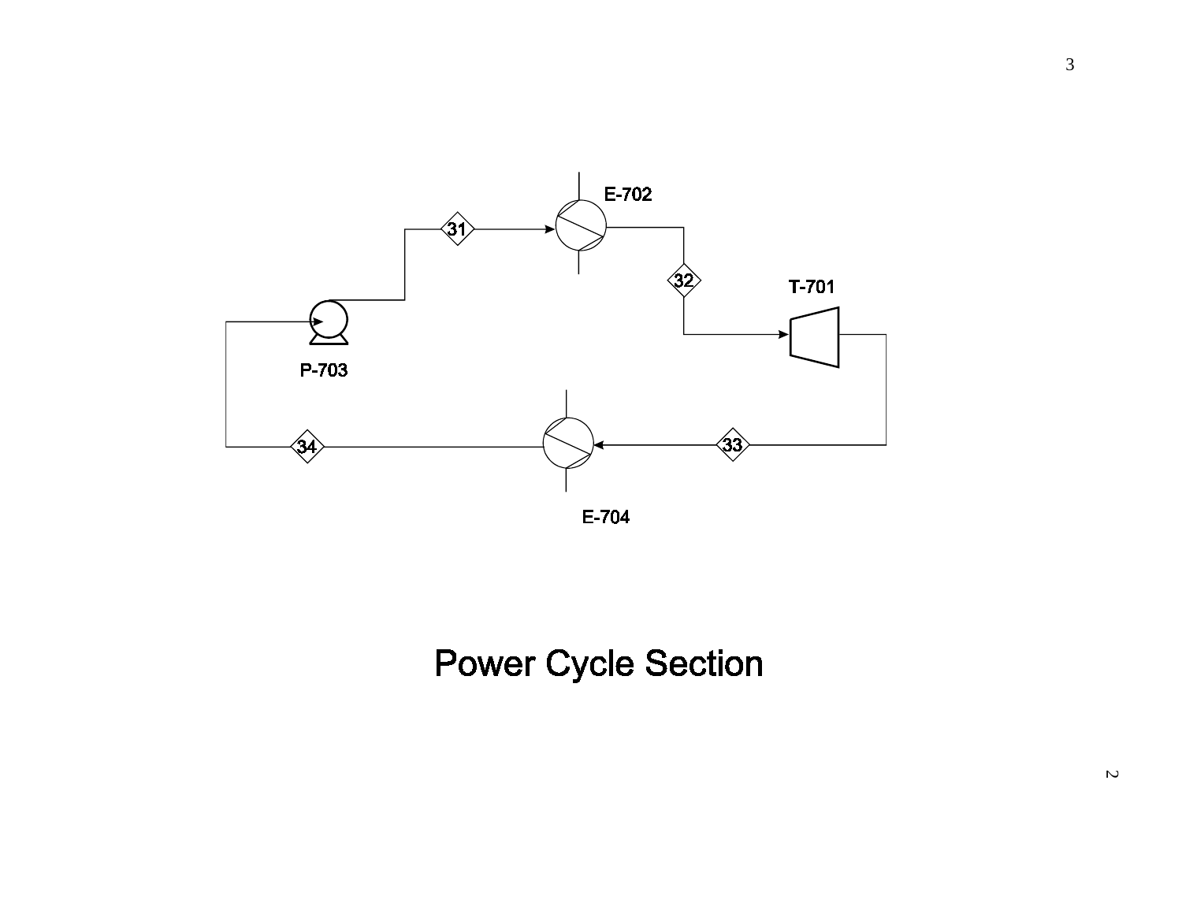E-702

31

32

T-701

P-703

34

33

E-704

Power Cycle Section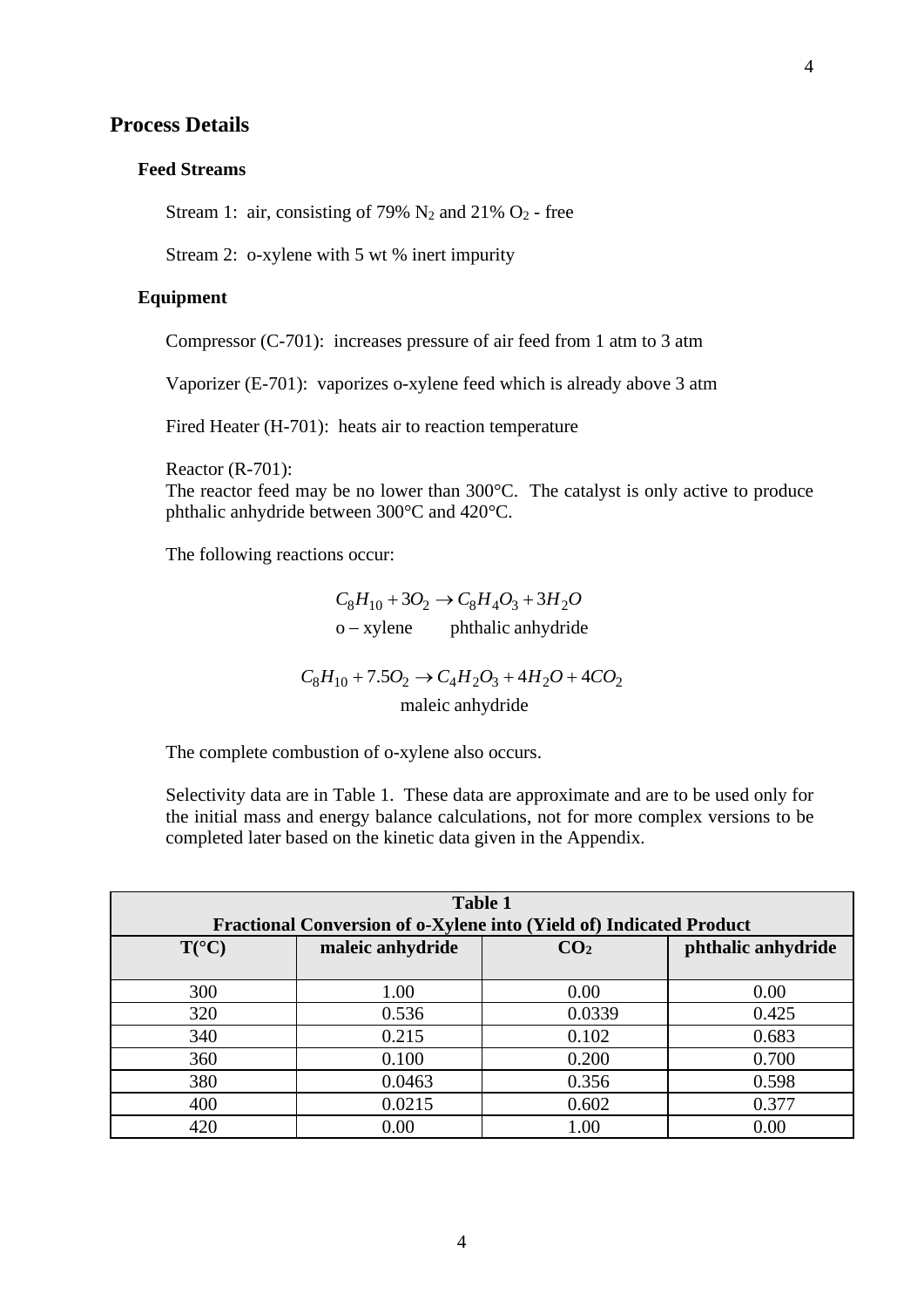## Process Details

### Feed Streams

Stream 1: air, consisting of 79% $N_2$ and 21% $O_2$ - free

Stream 2: o-xylene with 5 wt % inert impurity

### Equipment

Compressor (C-701): increases pressure of air feed from 1 atm to 3 atm

Vaporizer (E-701): vaporizes o-xylene feed which is already above 3 atm

Fired Heater (H-701): heats air to reaction temperature

Reactor (R-701):
The reactor feed may be no lower than 300°C. The catalyst is only active to produce phthalic anhydride between 300°C and 420°C.

The following reactions occur:

$$C_8H_{10} + 3O_2 \rightarrow C_8H_4O_3 + 3H_2O$$

o – xylene phthalic anhydride

$$C_8H_{10} + 7.5O_2 \rightarrow C_4H_2O_3 + 4H_2O + 4CO_2$$

maleic anhydride

The complete combustion of o-xylene also occurs.

Selectivity data are in Table 1. These data are approximate and are to be used only for the initial mass and energy balance calculations, not for more complex versions to be completed later based on the kinetic data given in the Appendix.

**Table 1**
**Fractional Conversion of o-Xylene into (Yield of) Indicated Product**

| T(°C) | maleic anhydride | $CO_2$ | phthalic anhydride |
|---|---|---|---|
| 300 | 1.00 | 0.00 | 0.00 |
| 320 | 0.536 | 0.0339 | 0.425 |
| 340 | 0.215 | 0.102 | 0.683 |
| 360 | 0.100 | 0.200 | 0.700 |
| 380 | 0.0463 | 0.356 | 0.598 |
| 400 | 0.0215 | 0.602 | 0.377 |
| 420 | 0.00 | 1.00 | 0.00 |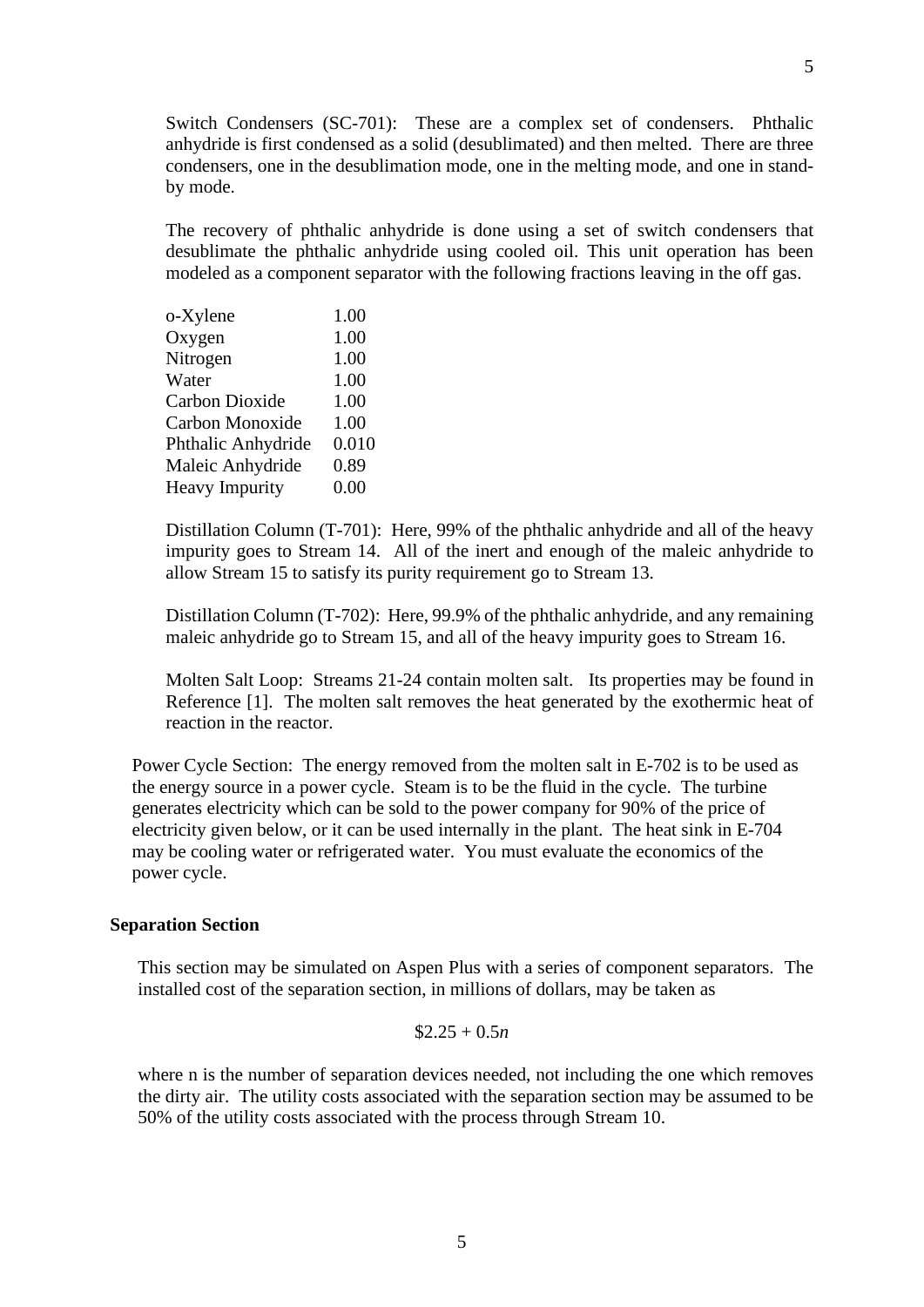Switch Condensers (SC-701): These are a complex set of condensers. Phthalic anhydride is first condensed as a solid (desublimated) and then melted. There are three condensers, one in the desublimation mode, one in the melting mode, and one in stand-by mode.

The recovery of phthalic anhydride is done using a set of switch condensers that desublimate the phthalic anhydride using cooled oil. This unit operation has been modeled as a component separator with the following fractions leaving in the off gas.

| | |
|---|---|
| o-Xylene | 1.00 |
| Oxygen | 1.00 |
| Nitrogen | 1.00 |
| Water | 1.00 |
| Carbon Dioxide | 1.00 |
| Carbon Monoxide | 1.00 |
| Phthalic Anhydride | 0.010 |
| Maleic Anhydride | 0.89 |
| Heavy Impurity | 0.00 |

Distillation Column (T-701): Here, 99% of the phthalic anhydride and all of the heavy impurity goes to Stream 14. All of the inert and enough of the maleic anhydride to allow Stream 15 to satisfy its purity requirement go to Stream 13.

Distillation Column (T-702): Here, 99.9% of the phthalic anhydride, and any remaining maleic anhydride go to Stream 15, and all of the heavy impurity goes to Stream 16.

Molten Salt Loop: Streams 21-24 contain molten salt. Its properties may be found in Reference [1]. The molten salt removes the heat generated by the exothermic heat of reaction in the reactor.

Power Cycle Section: The energy removed from the molten salt in E-702 is to be used as the energy source in a power cycle. Steam is to be the fluid in the cycle. The turbine generates electricity which can be sold to the power company for 90% of the price of electricity given below, or it can be used internally in the plant. The heat sink in E-704 may be cooling water or refrigerated water. You must evaluate the economics of the power cycle.

**Separation Section**

This section may be simulated on Aspen Plus with a series of component separators. The installed cost of the separation section, in millions of dollars, may be taken as

$$\$2.25 + 0.5n$$

where n is the number of separation devices needed, not including the one which removes the dirty air. The utility costs associated with the separation section may be assumed to be 50% of the utility costs associated with the process through Stream 10.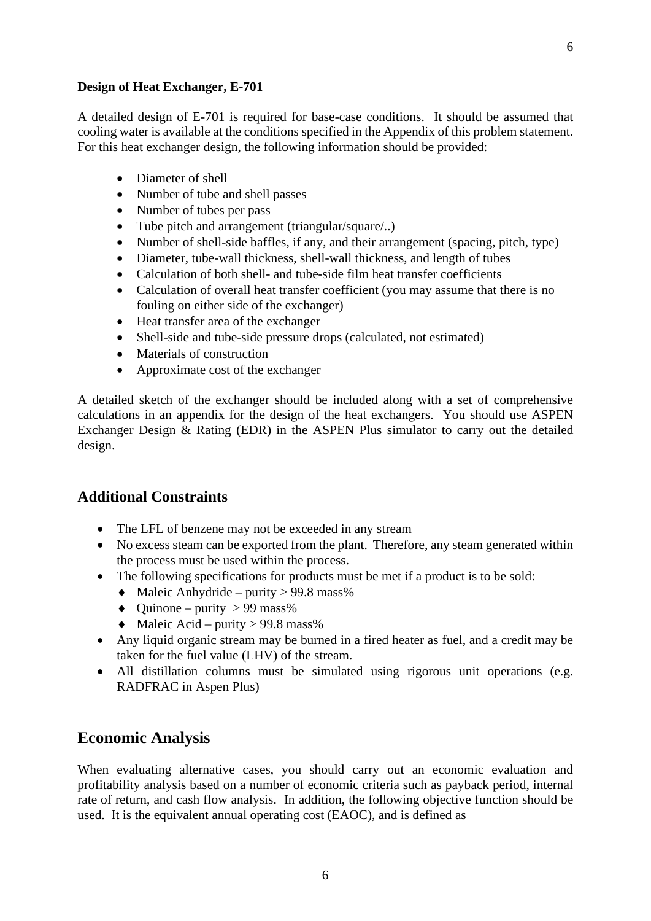**Design of Heat Exchanger, E-701**

A detailed design of E-701 is required for base-case conditions. It should be assumed that cooling water is available at the conditions specified in the Appendix of this problem statement. For this heat exchanger design, the following information should be provided:

- Diameter of shell
- Number of tube and shell passes
- Number of tubes per pass
- Tube pitch and arrangement (triangular/square/..)
- Number of shell-side baffles, if any, and their arrangement (spacing, pitch, type)
- Diameter, tube-wall thickness, shell-wall thickness, and length of tubes
- Calculation of both shell- and tube-side film heat transfer coefficients
- Calculation of overall heat transfer coefficient (you may assume that there is no fouling on either side of the exchanger)
- Heat transfer area of the exchanger
- Shell-side and tube-side pressure drops (calculated, not estimated)
- Materials of construction
- Approximate cost of the exchanger

A detailed sketch of the exchanger should be included along with a set of comprehensive calculations in an appendix for the design of the heat exchangers. You should use ASPEN Exchanger Design & Rating (EDR) in the ASPEN Plus simulator to carry out the detailed design.

## Additional Constraints

- The LFL of benzene may not be exceeded in any stream
- No excess steam can be exported from the plant. Therefore, any steam generated within the process must be used within the process.
- The following specifications for products must be met if a product is to be sold:
  - Maleic Anhydride – purity > 99.8 mass%
  - Quinone – purity > 99 mass%
  - Maleic Acid – purity > 99.8 mass%
- Any liquid organic stream may be burned in a fired heater as fuel, and a credit may be taken for the fuel value (LHV) of the stream.
- All distillation columns must be simulated using rigorous unit operations (e.g. RADFRAC in Aspen Plus)

## Economic Analysis

When evaluating alternative cases, you should carry out an economic evaluation and profitability analysis based on a number of economic criteria such as payback period, internal rate of return, and cash flow analysis. In addition, the following objective function should be used. It is the equivalent annual operating cost (EAOC), and is defined as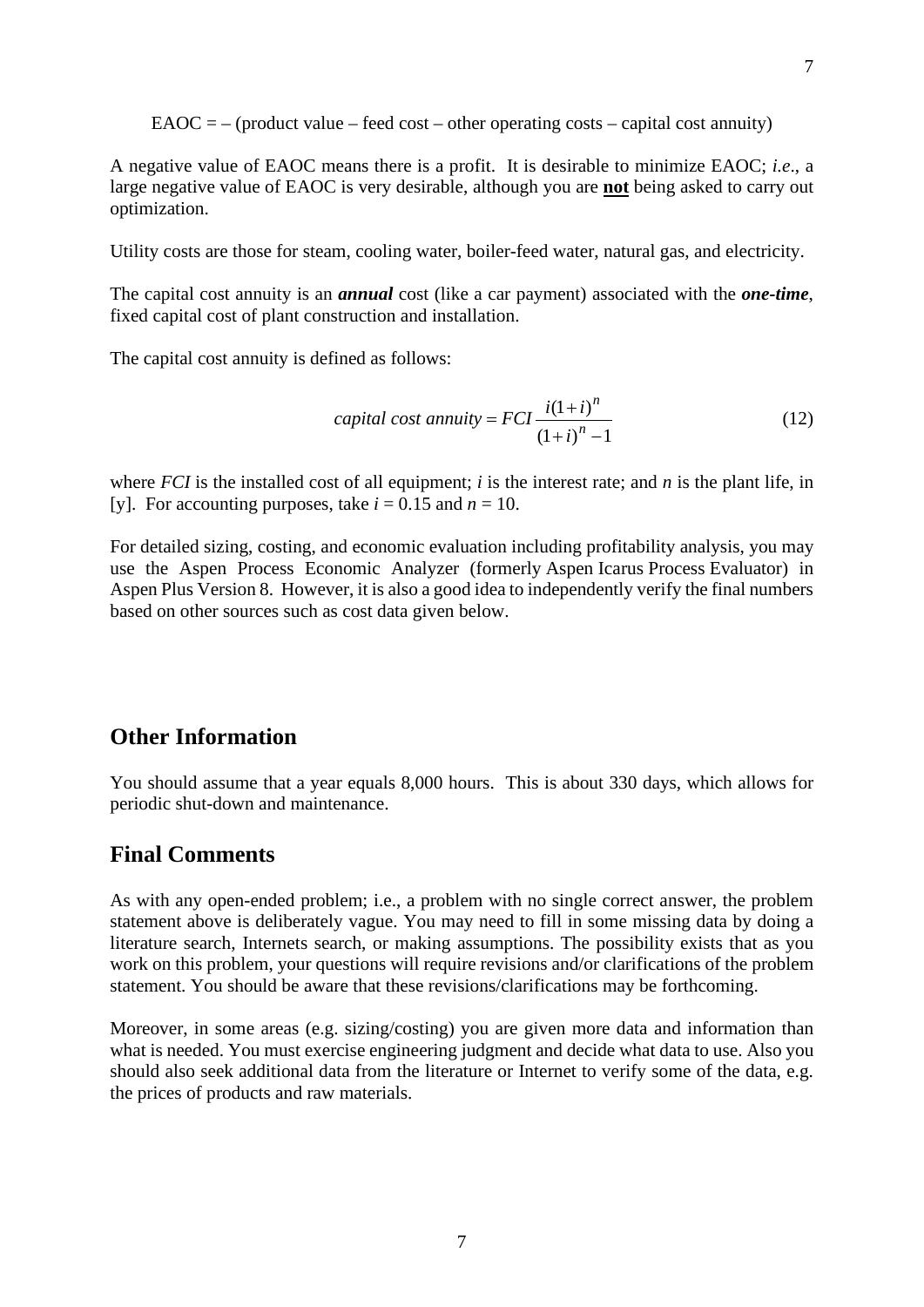EAOC = – (product value – feed cost – other operating costs – capital cost annuity)

A negative value of EAOC means there is a profit. It is desirable to minimize EAOC; *i.e*., a large negative value of EAOC is very desirable, although you are **<u>not</u>** being asked to carry out optimization.

Utility costs are those for steam, cooling water, boiler-feed water, natural gas, and electricity.

The capital cost annuity is an ***annual*** cost (like a car payment) associated with the ***one-time***, fixed capital cost of plant construction and installation.

The capital cost annuity is defined as follows:

$$capital\ cost\ annuity = FCI\frac{i(1+i)^n}{(1+i)^n-1} \tag{12}$$

where $FCI$ is the installed cost of all equipment; $i$ is the interest rate; and $n$ is the plant life, in [y]. For accounting purposes, take $i = 0.15$ and $n = 10$.

For detailed sizing, costing, and economic evaluation including profitability analysis, you may use the Aspen Process Economic Analyzer (formerly Aspen Icarus Process Evaluator) in Aspen Plus Version 8. However, it is also a good idea to independently verify the final numbers based on other sources such as cost data given below.

## Other Information

You should assume that a year equals 8,000 hours. This is about 330 days, which allows for periodic shut-down and maintenance.

## Final Comments

As with any open-ended problem; i.e., a problem with no single correct answer, the problem statement above is deliberately vague. You may need to fill in some missing data by doing a literature search, Internets search, or making assumptions. The possibility exists that as you work on this problem, your questions will require revisions and/or clarifications of the problem statement. You should be aware that these revisions/clarifications may be forthcoming.

Moreover, in some areas (e.g. sizing/costing) you are given more data and information than what is needed. You must exercise engineering judgment and decide what data to use. Also you should also seek additional data from the literature or Internet to verify some of the data, e.g. the prices of products and raw materials.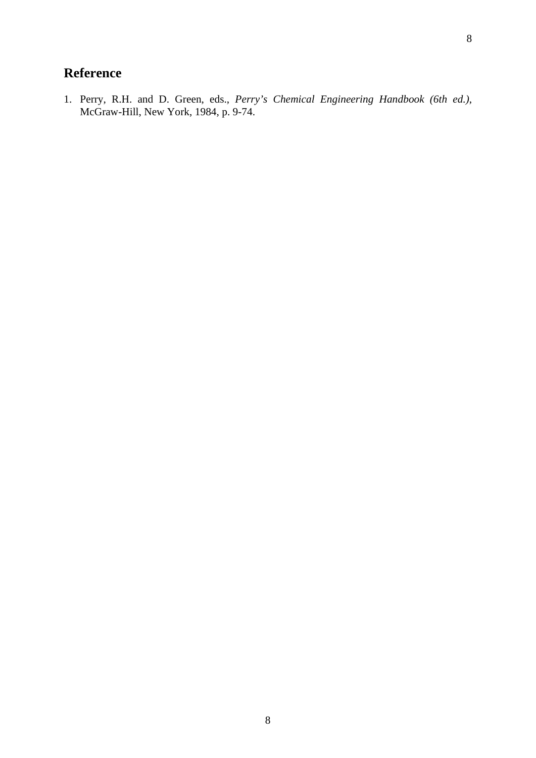## Reference

1. Perry, R.H. and D. Green, eds., *Perry's Chemical Engineering Handbook (6th ed.)*, McGraw-Hill, New York, 1984, p. 9-74.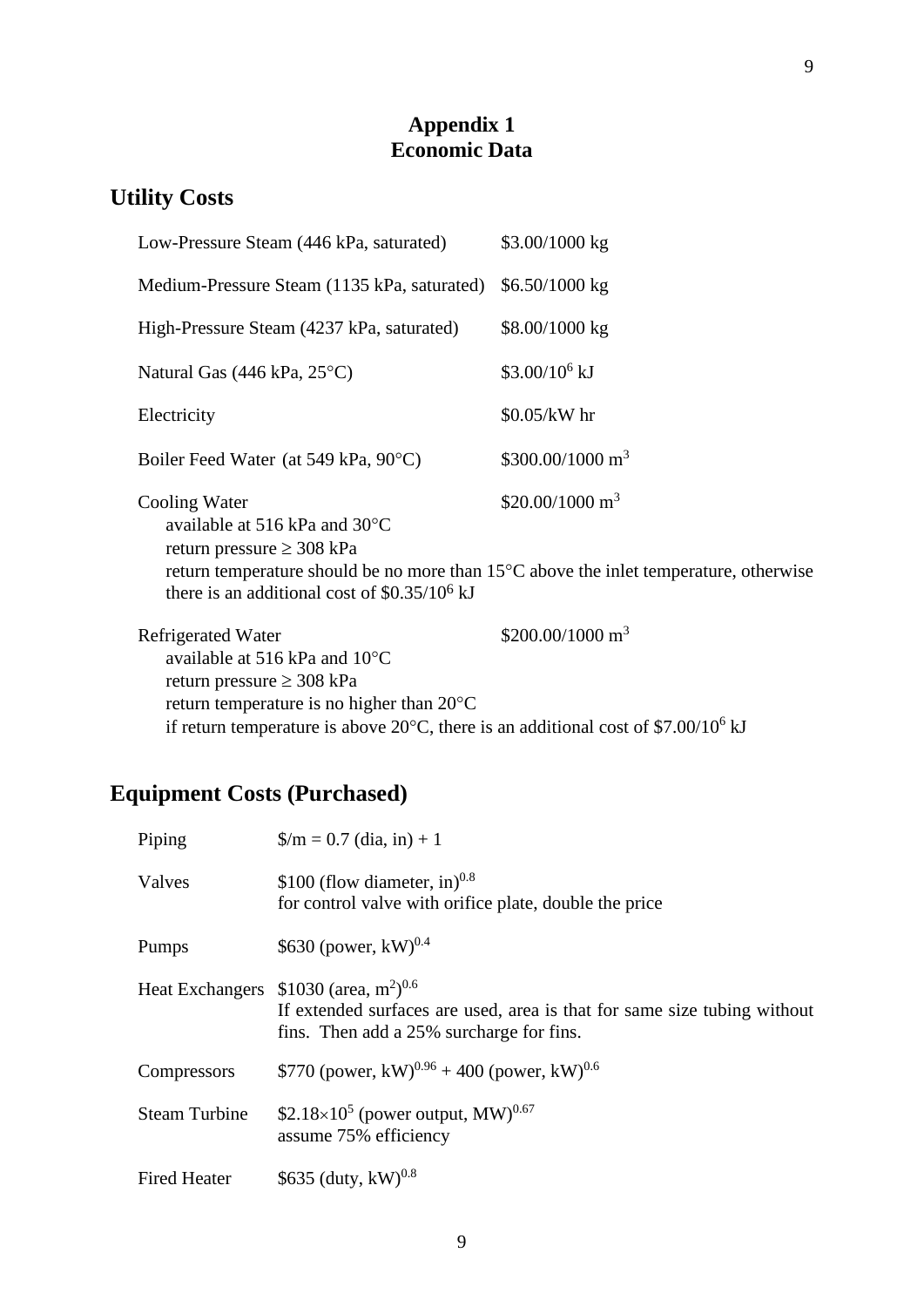# Appendix 1
# Economic Data

## Utility Costs

| | |
|---|---|
| Low-Pressure Steam (446 kPa, saturated) | \$3.00/1000 kg |
| Medium-Pressure Steam (1135 kPa, saturated) | \$6.50/1000 kg |
| High-Pressure Steam (4237 kPa, saturated) | \$8.00/1000 kg |
| Natural Gas (446 kPa, 25°C) | \$3.00/$10^6$ kJ |
| Electricity | \$0.05/kW hr |
| Boiler Feed Water (at 549 kPa, 90°C) | \$300.00/1000 $m^3$ |
| Cooling Water | \$20.00/1000 $m^3$ |

Cooling Water
- available at 516 kPa and 30°C
- return pressure ≥ 308 kPa
- return temperature should be no more than 15°C above the inlet temperature, otherwise there is an additional cost of \$0.35/$10^6$ kJ

Refrigerated Water — \$200.00/1000 $m^3$
- available at 516 kPa and 10°C
- return pressure ≥ 308 kPa
- return temperature is no higher than 20°C
- if return temperature is above 20°C, there is an additional cost of \$7.00/$10^6$ kJ

## Equipment Costs (Purchased)

| | |
|---|---|
| Piping | \$/m = 0.7 (dia, in) + 1 |
| Valves | \$100 (flow diameter, in)$^{0.8}$<br>for control valve with orifice plate, double the price |
| Pumps | \$630 (power, kW)$^{0.4}$ |
| Heat Exchangers | \$1030 (area, $m^2$)$^{0.6}$<br>If extended surfaces are used, area is that for same size tubing without fins. Then add a 25% surcharge for fins. |
| Compressors | \$770 (power, kW)$^{0.96}$ + 400 (power, kW)$^{0.6}$ |
| Steam Turbine | \$$2.18\times10^5$ (power output, MW)$^{0.67}$<br>assume 75% efficiency |
| Fired Heater | \$635 (duty, kW)$^{0.8}$ |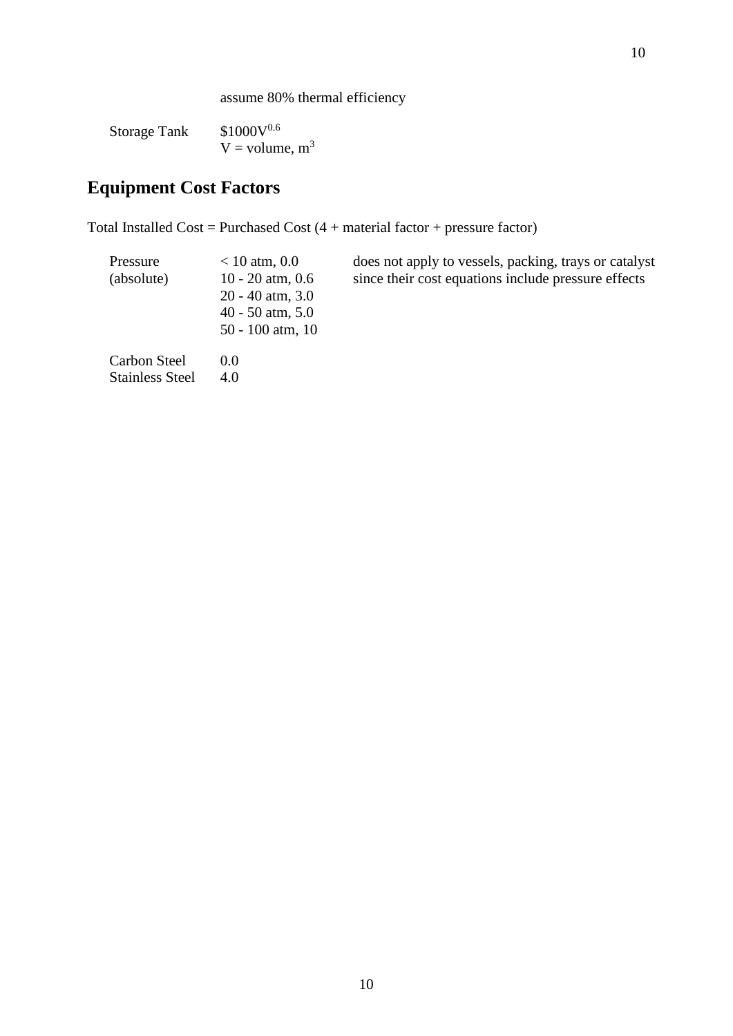assume 80% thermal efficiency

| | |
|---|---|
| Storage Tank | $\$1000V^{0.6}$<br>V = volume, $m^3$ |

## Equipment Cost Factors

Total Installed Cost = Purchased Cost (4 + material factor + pressure factor)

| | | |
|---|---|---|
| Pressure (absolute) | < 10 atm, 0.0<br>10 - 20 atm, 0.6<br>20 - 40 atm, 3.0<br>40 - 50 atm, 5.0<br>50 - 100 atm, 10 | does not apply to vessels, packing, trays or catalyst since their cost equations include pressure effects |
| Carbon Steel | 0.0 | |
| Stainless Steel | 4.0 | |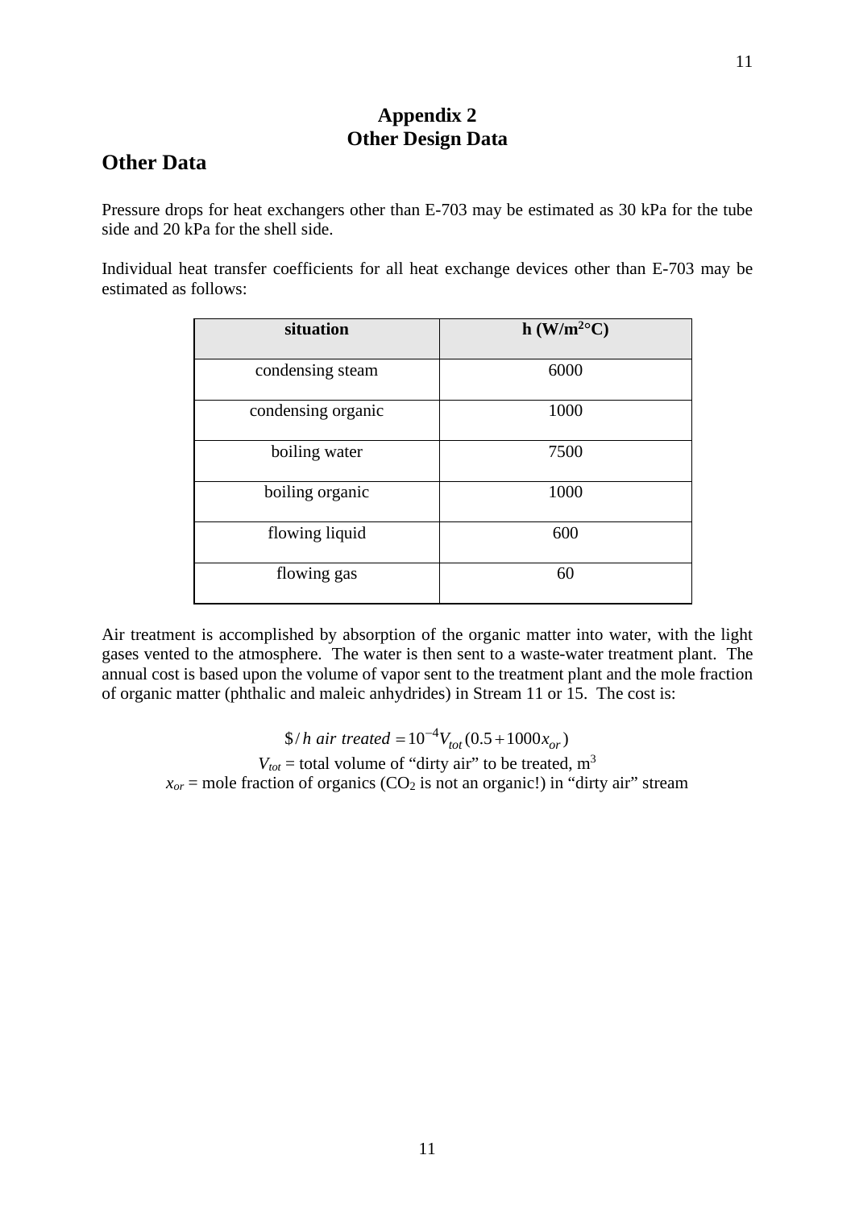# Appendix 2
# Other Design Data

## Other Data

Pressure drops for heat exchangers other than E-703 may be estimated as 30 kPa for the tube side and 20 kPa for the shell side.

Individual heat transfer coefficients for all heat exchange devices other than E-703 may be estimated as follows:

| situation | h (W/m$^2$°C) |
|---|---|
| condensing steam | 6000 |
| condensing organic | 1000 |
| boiling water | 7500 |
| boiling organic | 1000 |
| flowing liquid | 600 |
| flowing gas | 60 |

Air treatment is accomplished by absorption of the organic matter into water, with the light gases vented to the atmosphere. The water is then sent to a waste-water treatment plant. The annual cost is based upon the volume of vapor sent to the treatment plant and the mole fraction of organic matter (phthalic and maleic anhydrides) in Stream 11 or 15. The cost is:

$$\$/h\ air\ treated = 10^{-4} V_{tot}(0.5 + 1000 x_{or})$$

$V_{tot}$ = total volume of "dirty air" to be treated, m$^3$

$x_{or}$ = mole fraction of organics ($CO_2$ is not an organic!) in "dirty air" stream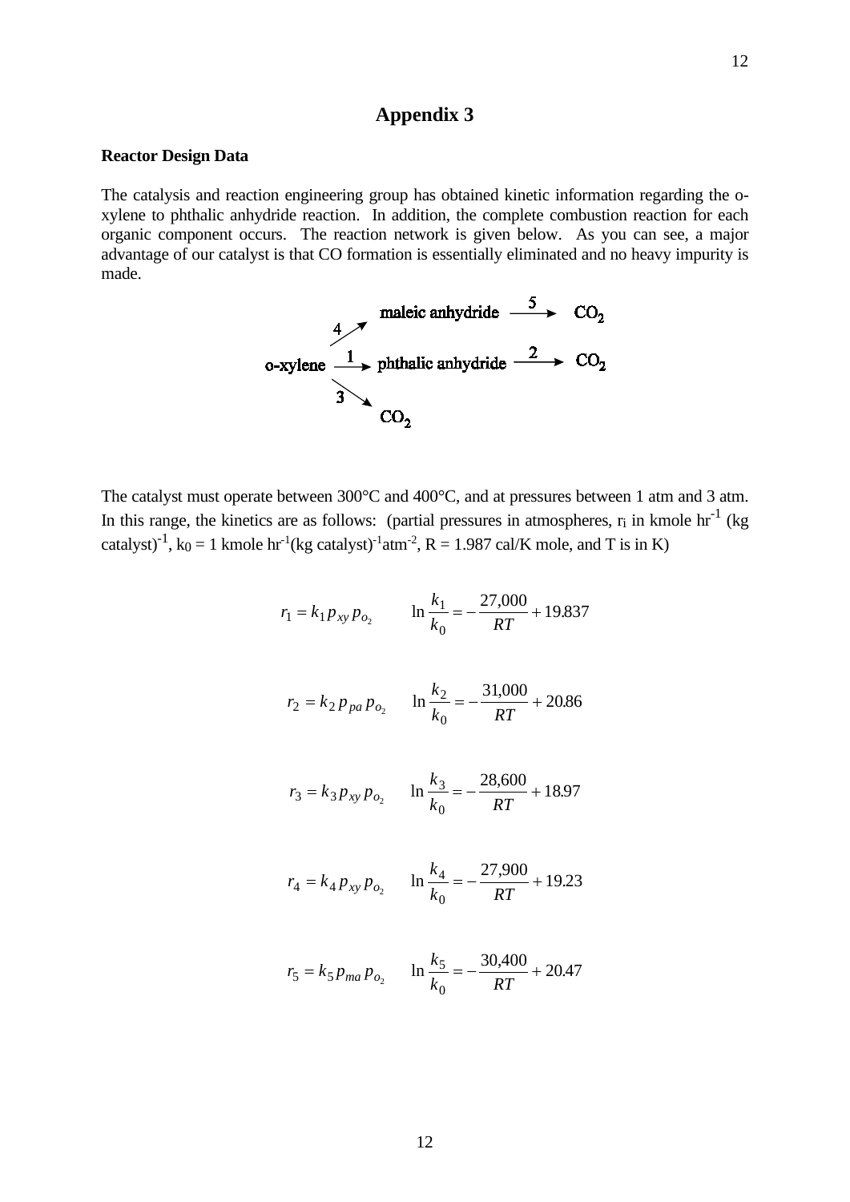# Appendix 3

**Reactor Design Data**

The catalysis and reaction engineering group has obtained kinetic information regarding the o-xylene to phthalic anhydride reaction. In addition, the complete combustion reaction for each organic component occurs. The reaction network is given below. As you can see, a major advantage of our catalyst is that CO formation is essentially eliminated and no heavy impurity is made.

$$
\begin{array}{ccccc}
 & \overset{4}{\nearrow} & \text{maleic anhydride} & \xrightarrow{5} & CO_2 \\
\text{o-xylene} & \xrightarrow{1} & \text{phthalic anhydride} & \xrightarrow{2} & CO_2 \\
 & \underset{3}{\searrow} & CO_2 & &
\end{array}
$$

The catalyst must operate between 300°C and 400°C, and at pressures between 1 atm and 3 atm. In this range, the kinetics are as follows: (partial pressures in atmospheres, $r_i$ in kmole hr$^{-1}$ (kg catalyst)$^{-1}$, $k_0$ = 1 kmole hr$^{-1}$(kg catalyst)$^{-1}$atm$^{-2}$, R = 1.987 cal/K mole, and T is in K)

$$r_1 = k_1 p_{xy} p_{o_2} \qquad \ln\frac{k_1}{k_0} = -\frac{27{,}000}{RT} + 19.837$$

$$r_2 = k_2 p_{pa} p_{o_2} \qquad \ln\frac{k_2}{k_0} = -\frac{31{,}000}{RT} + 20.86$$

$$r_3 = k_3 p_{xy} p_{o_2} \qquad \ln\frac{k_3}{k_0} = -\frac{28{,}600}{RT} + 18.97$$

$$r_4 = k_4 p_{xy} p_{o_2} \qquad \ln\frac{k_4}{k_0} = -\frac{27{,}900}{RT} + 19.23$$

$$r_5 = k_5 p_{ma} p_{o_2} \qquad \ln\frac{k_5}{k_0} = -\frac{30{,}400}{RT} + 20.47$$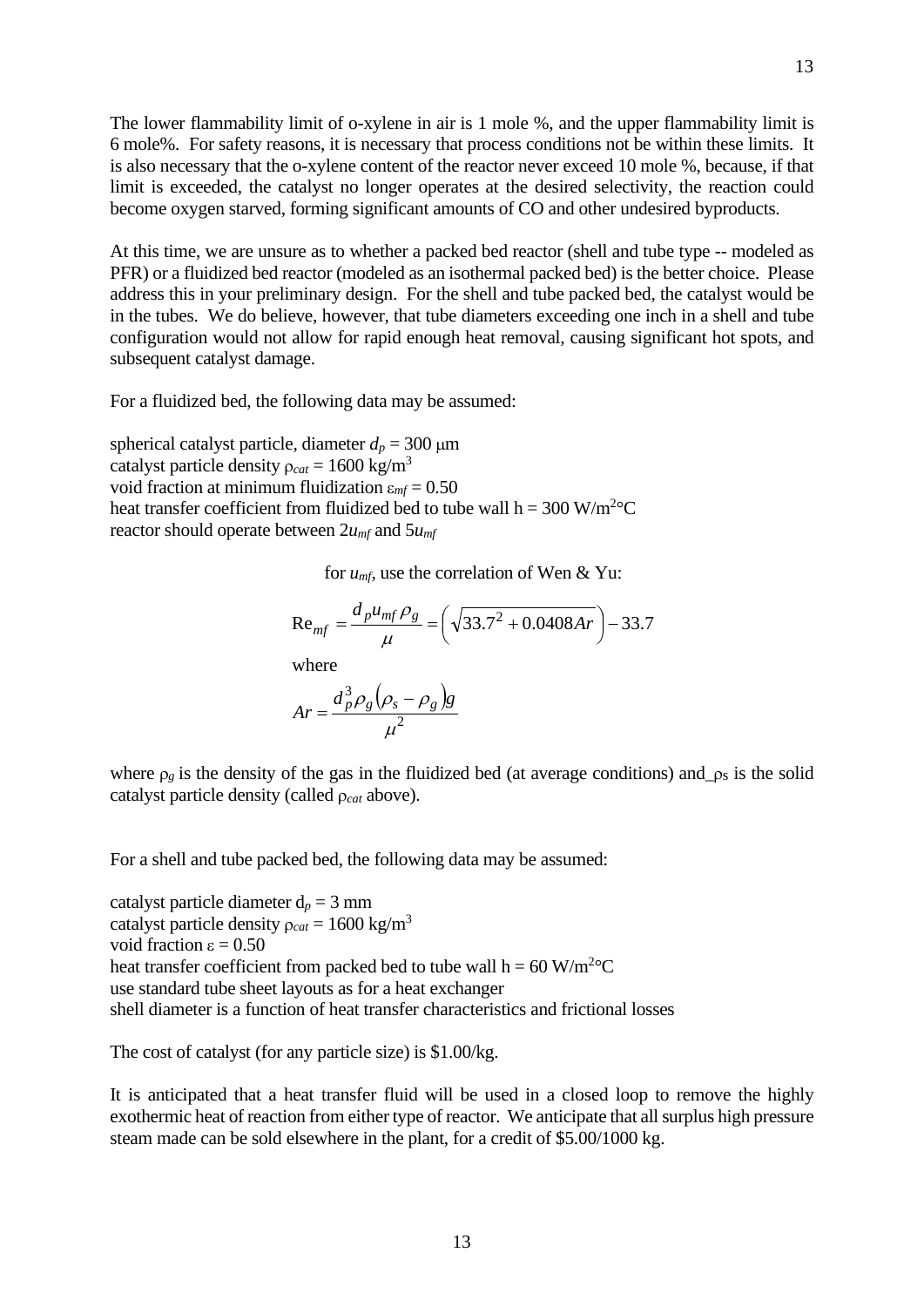The lower flammability limit of o-xylene in air is 1 mole %, and the upper flammability limit is 6 mole%. For safety reasons, it is necessary that process conditions not be within these limits. It is also necessary that the o-xylene content of the reactor never exceed 10 mole %, because, if that limit is exceeded, the catalyst no longer operates at the desired selectivity, the reaction could become oxygen starved, forming significant amounts of CO and other undesired byproducts.

At this time, we are unsure as to whether a packed bed reactor (shell and tube type -- modeled as PFR) or a fluidized bed reactor (modeled as an isothermal packed bed) is the better choice. Please address this in your preliminary design. For the shell and tube packed bed, the catalyst would be in the tubes. We do believe, however, that tube diameters exceeding one inch in a shell and tube configuration would not allow for rapid enough heat removal, causing significant hot spots, and subsequent catalyst damage.

For a fluidized bed, the following data may be assumed:

spherical catalyst particle, diameter $d_p = 300\ \mu\text{m}$
catalyst particle density $\rho_{cat} = 1600\ \text{kg/m}^3$
void fraction at minimum fluidization $\varepsilon_{mf} = 0.50$
heat transfer coefficient from fluidized bed to tube wall h = 300 W/m$^2$°C
reactor should operate between $2u_{mf}$ and $5u_{mf}$

for $u_{mf}$, use the correlation of Wen & Yu:

$$\text{Re}_{mf} = \frac{d_p u_{mf} \rho_g}{\mu} = \left(\sqrt{33.7^2 + 0.0408 Ar}\right) - 33.7$$

where

$$Ar = \frac{d_p^3 \rho_g \left(\rho_s - \rho_g\right) g}{\mu^2}$$

where $\rho_g$ is the density of the gas in the fluidized bed (at average conditions) and_$\rho_S$ is the solid catalyst particle density (called $\rho_{cat}$ above).

For a shell and tube packed bed, the following data may be assumed:

catalyst particle diameter $d_p = 3$ mm
catalyst particle density $\rho_{cat} = 1600\ \text{kg/m}^3$
void fraction $\varepsilon = 0.50$
heat transfer coefficient from packed bed to tube wall h = 60 W/m$^2$°C
use standard tube sheet layouts as for a heat exchanger
shell diameter is a function of heat transfer characteristics and frictional losses

The cost of catalyst (for any particle size) is $1.00/kg.

It is anticipated that a heat transfer fluid will be used in a closed loop to remove the highly exothermic heat of reaction from either type of reactor. We anticipate that all surplus high pressure steam made can be sold elsewhere in the plant, for a credit of $5.00/1000 kg.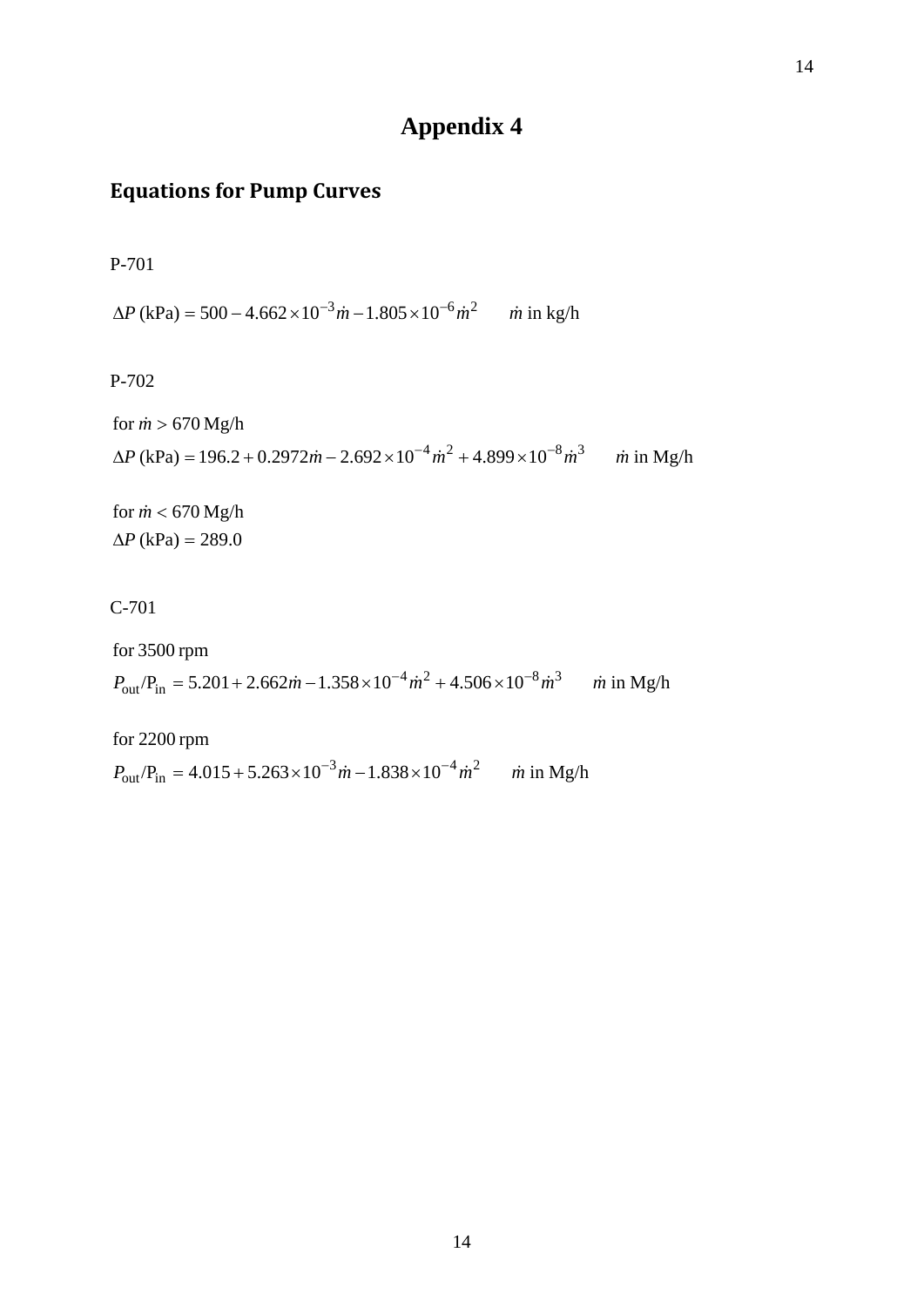# Appendix 4

## Equations for Pump Curves

P-701

$$\Delta P \text{ (kPa)} = 500 - 4.662 \times 10^{-3} \dot{m} - 1.805 \times 10^{-6} \dot{m}^2 \qquad \dot{m} \text{ in kg/h}$$

P-702

for $\dot{m} > 670$ Mg/h

$$\Delta P \text{ (kPa)} = 196.2 + 0.2972 \dot{m} - 2.692 \times 10^{-4} \dot{m}^2 + 4.899 \times 10^{-8} \dot{m}^3 \qquad \dot{m} \text{ in Mg/h}$$

for $\dot{m} < 670$ Mg/h

$$\Delta P \text{ (kPa)} = 289.0$$

C-701

for 3500 rpm

$$P_{\text{out}}/P_{\text{in}} = 5.201 + 2.662 \dot{m} - 1.358 \times 10^{-4} \dot{m}^2 + 4.506 \times 10^{-8} \dot{m}^3 \qquad \dot{m} \text{ in Mg/h}$$

for 2200 rpm

$$P_{\text{out}}/P_{\text{in}} = 4.015 + 5.263 \times 10^{-3} \dot{m} - 1.838 \times 10^{-4} \dot{m}^2 \qquad \dot{m} \text{ in Mg/h}$$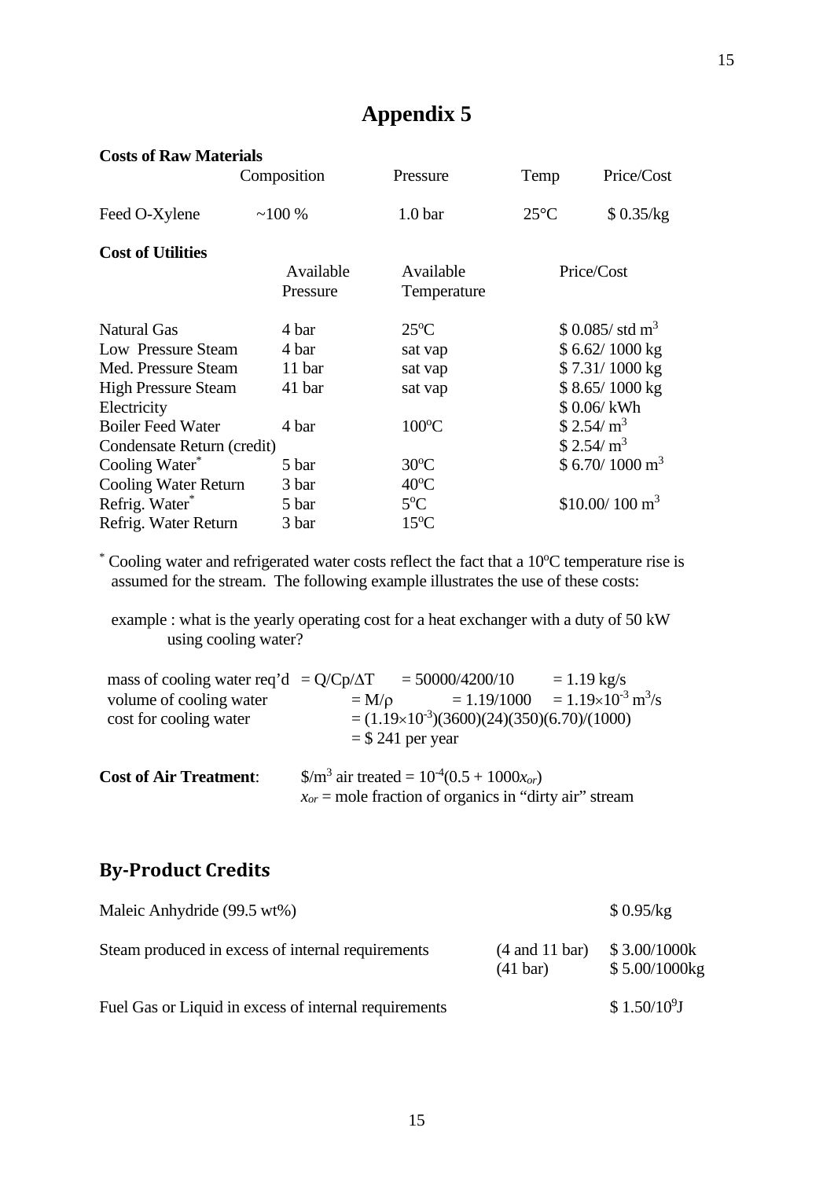# Appendix 5

**Costs of Raw Materials**

| | Composition | Pressure | Temp | Price/Cost |
|---|---|---|---|---|
| Feed O-Xylene | ~100 % | 1.0 bar | 25°C | \$ 0.35/kg |

**Cost of Utilities**

| | Available Pressure | Available Temperature | Price/Cost |
|---|---|---|---|
| Natural Gas | 4 bar | 25°C | \$ 0.085/ std m$^3$ |
| Low Pressure Steam | 4 bar | sat vap | \$ 6.62/ 1000 kg |
| Med. Pressure Steam | 11 bar | sat vap | \$ 7.31/ 1000 kg |
| High Pressure Steam | 41 bar | sat vap | \$ 8.65/ 1000 kg |
| Electricity | | | \$ 0.06/ kWh |
| Boiler Feed Water | 4 bar | 100°C | \$ 2.54/ m$^3$ |
| Condensate Return (credit) | | | \$ 2.54/ m$^3$ |
| Cooling Water* | 5 bar | 30°C | \$ 6.70/ 1000 m$^3$ |
| Cooling Water Return | 3 bar | 40°C | |
| Refrig. Water* | 5 bar | 5°C | \$10.00/ 100 m$^3$ |
| Refrig. Water Return | 3 bar | 15°C | |

* Cooling water and refrigerated water costs reflect the fact that a 10°C temperature rise is assumed for the stream. The following example illustrates the use of these costs:

example : what is the yearly operating cost for a heat exchanger with a duty of 50 kW using cooling water?

| | | | |
|---|---|---|---|
| mass of cooling water req'd | $= Q/Cp/\Delta T$ | $= 50000/4200/10$ | $= 1.19$ kg/s |
| volume of cooling water | $= M/\rho$ | $= 1.19/1000$ | $= 1.19\times10^{-3}$ m$^3$/s |
| cost for cooling water | $= (1.19\times10^{-3})(3600)(24)(350)(6.70)/(1000)$ | | |
| | $=$ \$ 241 per year | | |

**Cost of Air Treatment**: \$/m$^3$ air treated $= 10^{-4}(0.5 + 1000x_{or})$
$x_{or}$ = mole fraction of organics in "dirty air" stream

## By-Product Credits

| | | |
|---|---|---|
| Maleic Anhydride (99.5 wt%) | | \$ 0.95/kg |
| Steam produced in excess of internal requirements | (4 and 11 bar) | \$ 3.00/1000k |
| | (41 bar) | \$ 5.00/1000kg |
| Fuel Gas or Liquid in excess of internal requirements | | \$ 1.50/$10^9$J |